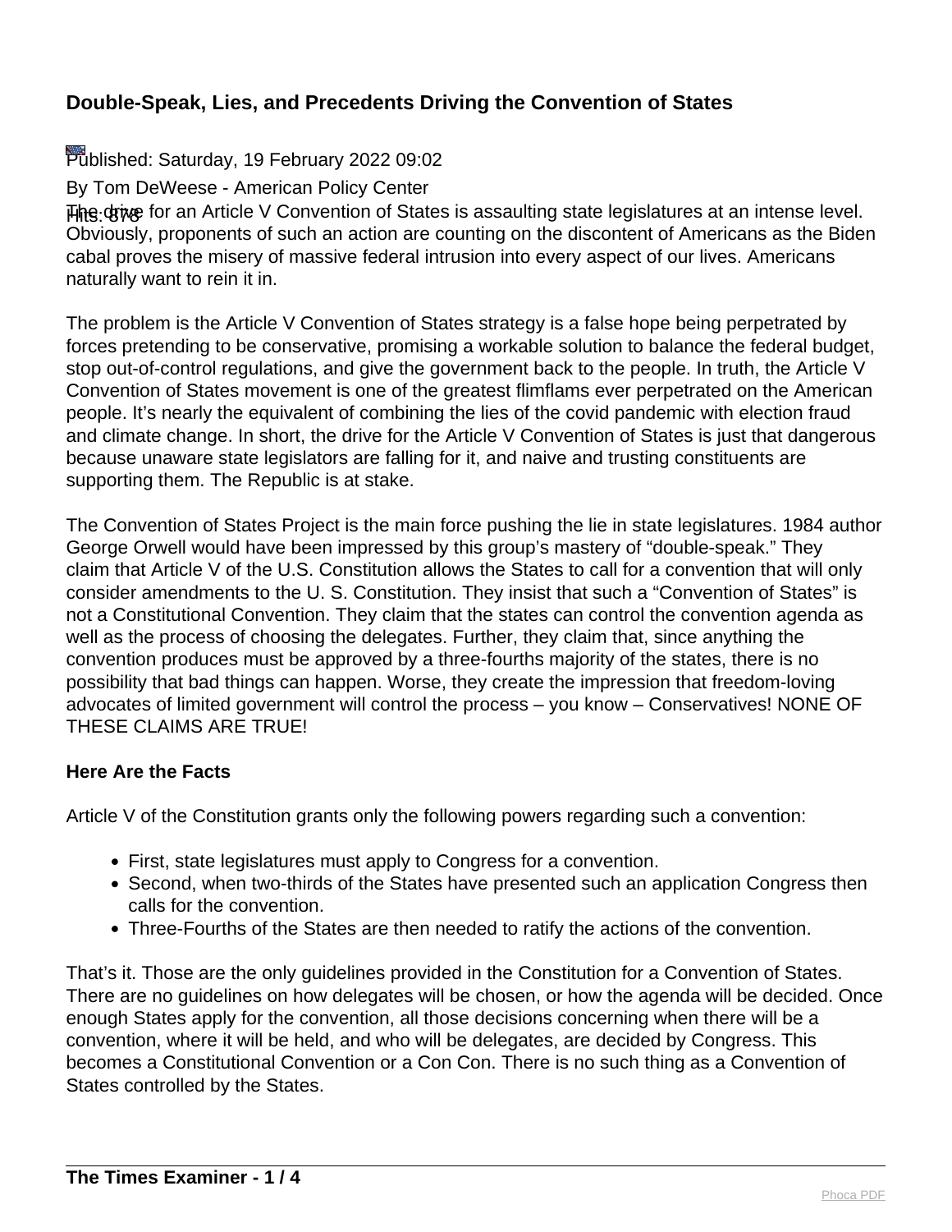## Double-Speak, Lies, and Precedents Driving the Convention of States

Published: Saturday, 19 February 2022 09:02

By Tom DeWeese - American Policy Center

Hits: 878

The drive for an Article V Convention of States is assaulting state legislatures at an intense level. Obviously, proponents of such an action are counting on the discontent of Americans as the Biden cabal proves the misery of massive federal intrusion into every aspect of our lives. Americans naturally want to rein it in.

The problem is the Article V Convention of States strategy is a false hope being perpetrated by forces pretending to be conservative, promising a workable solution to balance the federal budget, stop out-of-control regulations, and give the government back to the people. In truth, the Article V Convention of States movement is one of the greatest flimflams ever perpetrated on the American people. It's nearly the equivalent of combining the lies of the covid pandemic with election fraud and climate change. In short, the drive for the Article V Convention of States is just that dangerous because unaware state legislators are falling for it, and naive and trusting constituents are supporting them. The Republic is at stake.

The Convention of States Project is the main force pushing the lie in state legislatures. 1984 author George Orwell would have been impressed by this group's mastery of "double-speak." They claim that Article V of the U.S. Constitution allows the States to call for a convention that will only consider amendments to the U. S. Constitution. They insist that such a "Convention of States" is not a Constitutional Convention. They claim that the states can control the convention agenda as well as the process of choosing the delegates. Further, they claim that, since anything the convention produces must be approved by a three-fourths majority of the states, there is no possibility that bad things can happen. Worse, they create the impression that freedom-loving advocates of limited government will control the process – you know – Conservatives! NONE OF THESE CLAIMS ARE TRUE!

**Here Are the Facts**

Article V of the Constitution grants only the following powers regarding such a convention:

- First, state legislatures must apply to Congress for a convention.
- Second, when two-thirds of the States have presented such an application Congress then calls for the convention.
- Three-Fourths of the States are then needed to ratify the actions of the convention.

That's it. Those are the only guidelines provided in the Constitution for a Convention of States. There are no guidelines on how delegates will be chosen, or how the agenda will be decided. Once enough States apply for the convention, all those decisions concerning when there will be a convention, where it will be held, and who will be delegates, are decided by Congress. This becomes a Constitutional Convention or a Con Con. There is no such thing as a Convention of States controlled by the States.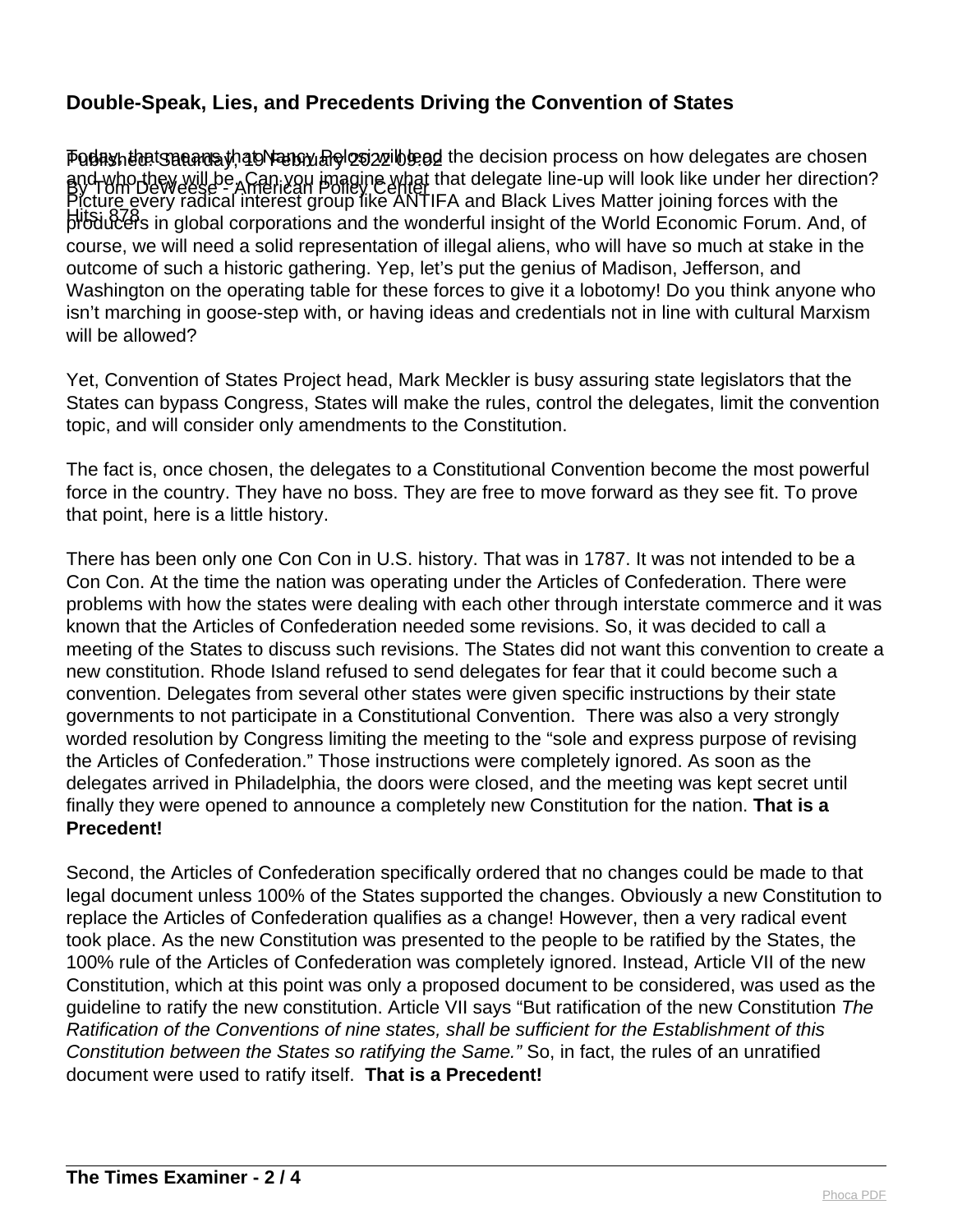## Double-Speak, Lies, and Precedents Driving the Convention of States

Published: Saturday, 19 February 2022 09:02
By Tom DeWeese - American Policy Center
Hits: 878

Today, that means that Nancy Pelosi will lead the decision process on how delegates are chosen and who they will be. Can you imagine what that delegate line-up will look like under her direction? Picture every radical interest group like ANTIFA and Black Lives Matter joining forces with the producers in global corporations and the wonderful insight of the World Economic Forum. And, of course, we will need a solid representation of illegal aliens, who will have so much at stake in the outcome of such a historic gathering. Yep, let's put the genius of Madison, Jefferson, and Washington on the operating table for these forces to give it a lobotomy! Do you think anyone who isn't marching in goose-step with, or having ideas and credentials not in line with cultural Marxism will be allowed?

Yet, Convention of States Project head, Mark Meckler is busy assuring state legislators that the States can bypass Congress, States will make the rules, control the delegates, limit the convention topic, and will consider only amendments to the Constitution.

The fact is, once chosen, the delegates to a Constitutional Convention become the most powerful force in the country. They have no boss. They are free to move forward as they see fit. To prove that point, here is a little history.

There has been only one Con Con in U.S. history. That was in 1787. It was not intended to be a Con Con. At the time the nation was operating under the Articles of Confederation. There were problems with how the states were dealing with each other through interstate commerce and it was known that the Articles of Confederation needed some revisions. So, it was decided to call a meeting of the States to discuss such revisions. The States did not want this convention to create a new constitution. Rhode Island refused to send delegates for fear that it could become such a convention. Delegates from several other states were given specific instructions by their state governments to not participate in a Constitutional Convention. There was also a very strongly worded resolution by Congress limiting the meeting to the "sole and express purpose of revising the Articles of Confederation." Those instructions were completely ignored. As soon as the delegates arrived in Philadelphia, the doors were closed, and the meeting was kept secret until finally they were opened to announce a completely new Constitution for the nation. **That is a Precedent!**

Second, the Articles of Confederation specifically ordered that no changes could be made to that legal document unless 100% of the States supported the changes. Obviously a new Constitution to replace the Articles of Confederation qualifies as a change! However, then a very radical event took place. As the new Constitution was presented to the people to be ratified by the States, the 100% rule of the Articles of Confederation was completely ignored. Instead, Article VII of the new Constitution, which at this point was only a proposed document to be considered, was used as the guideline to ratify the new constitution. Article VII says "But ratification of the new Constitution *The Ratification of the Conventions of nine states, shall be sufficient for the Establishment of this Constitution between the States so ratifying the Same."* So, in fact, the rules of an unratified document were used to ratify itself. **That is a Precedent!**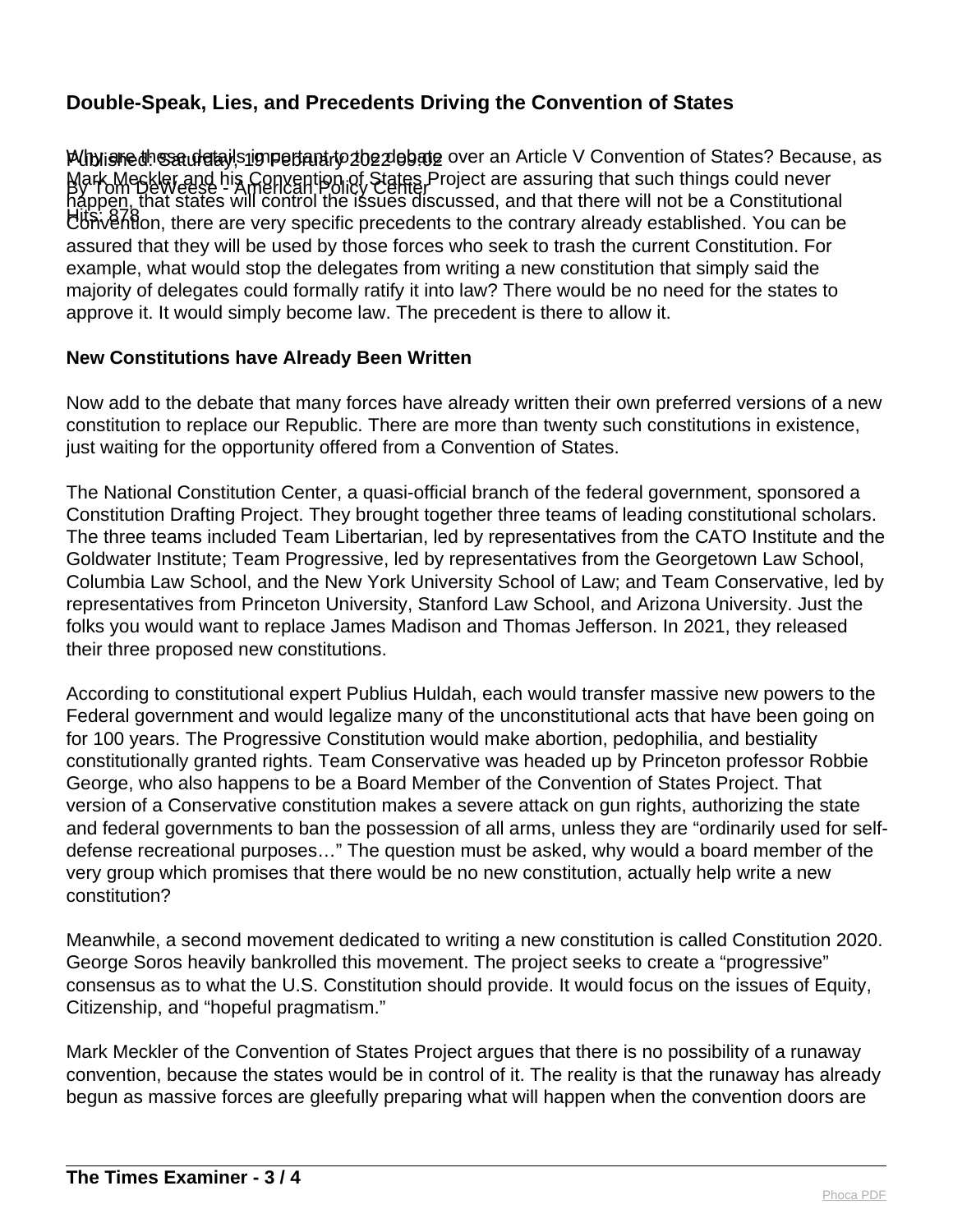Why are these details important to the debate over an Article V Convention of States? Because, as Mark Meckler and his Convention of States Project are assuring that such things could never happen, that states will control the issues discussed, and that there will not be a Constitutional Convention, there are very specific precedents to the contrary already established. You can be assured that they will be used by those forces who seek to trash the current Constitution. For example, what would stop the delegates from writing a new constitution that simply said the majority of delegates could formally ratify it into law? There would be no need for the states to approve it. It would simply become law. The precedent is there to allow it.

**New Constitutions have Already Been Written**

Now add to the debate that many forces have already written their own preferred versions of a new constitution to replace our Republic. There are more than twenty such constitutions in existence, just waiting for the opportunity offered from a Convention of States.

The National Constitution Center, a quasi-official branch of the federal government, sponsored a Constitution Drafting Project. They brought together three teams of leading constitutional scholars. The three teams included Team Libertarian, led by representatives from the CATO Institute and the Goldwater Institute; Team Progressive, led by representatives from the Georgetown Law School, Columbia Law School, and the New York University School of Law; and Team Conservative, led by representatives from Princeton University, Stanford Law School, and Arizona University. Just the folks you would want to replace James Madison and Thomas Jefferson. In 2021, they released their three proposed new constitutions.

According to constitutional expert Publius Huldah, each would transfer massive new powers to the Federal government and would legalize many of the unconstitutional acts that have been going on for 100 years. The Progressive Constitution would make abortion, pedophilia, and bestiality constitutionally granted rights. Team Conservative was headed up by Princeton professor Robbie George, who also happens to be a Board Member of the Convention of States Project. That version of a Conservative constitution makes a severe attack on gun rights, authorizing the state and federal governments to ban the possession of all arms, unless they are "ordinarily used for self-defense recreational purposes…" The question must be asked, why would a board member of the very group which promises that there would be no new constitution, actually help write a new constitution?

Meanwhile, a second movement dedicated to writing a new constitution is called Constitution 2020. George Soros heavily bankrolled this movement. The project seeks to create a "progressive" consensus as to what the U.S. Constitution should provide. It would focus on the issues of Equity, Citizenship, and "hopeful pragmatism."

Mark Meckler of the Convention of States Project argues that there is no possibility of a runaway convention, because the states would be in control of it. The reality is that the runaway has already begun as massive forces are gleefully preparing what will happen when the convention doors are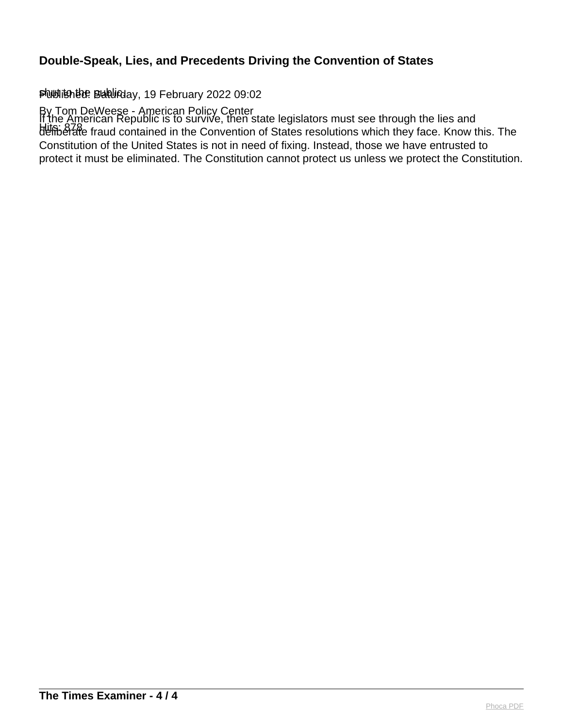shut to the public.

If the American Republic is to survive, then state legislators must see through the lies and deliberate fraud contained in the Convention of States resolutions which they face. Know this. The Constitution of the United States is not in need of fixing. Instead, those we have entrusted to protect it must be eliminated. The Constitution cannot protect us unless we protect the Constitution.